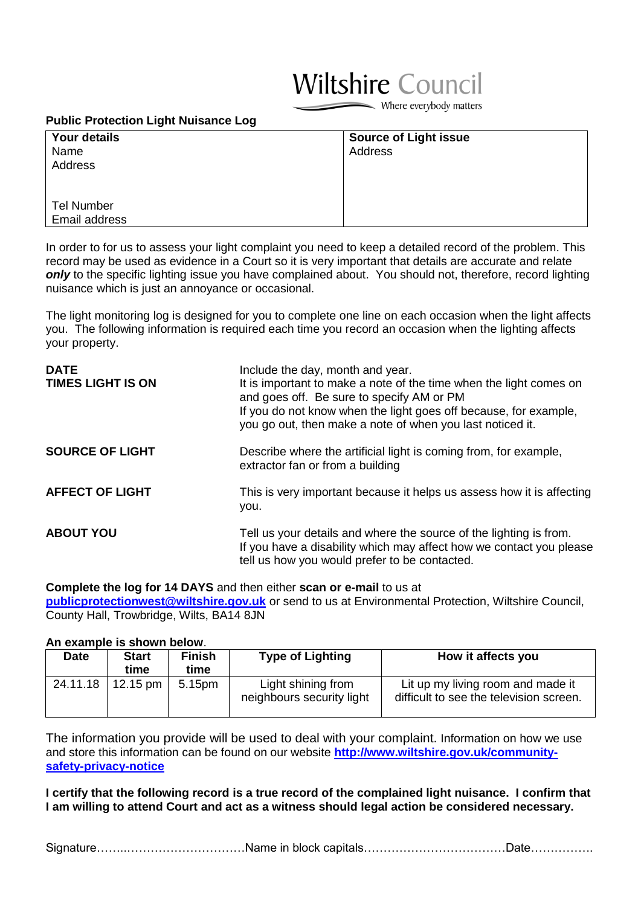Wiltshire Council

Where everybody matters

**Public Protection Light Nuisance Log**

| **Your details**<br>Name<br>Address<br><br><br>Tel Number<br>Email address | **Source of Light issue**<br>Address |
|---|---|

In order to for us to assess your light complaint you need to keep a detailed record of the problem. This record may be used as evidence in a Court so it is very important that details are accurate and relate ***only*** to the specific lighting issue you have complained about. You should not, therefore, record lighting nuisance which is just an annoyance or occasional.

The light monitoring log is designed for you to complete one line on each occasion when the light affects you. The following information is required each time you record an occasion when the lighting affects your property.

**DATE** Include the day, month and year.

**TIMES LIGHT IS ON** It is important to make a note of the time when the light comes on and goes off. Be sure to specify AM or PM
If you do not know when the light goes off because, for example, you go out, then make a note of when you last noticed it.

**SOURCE OF LIGHT** Describe where the artificial light is coming from, for example, extractor fan or from a building

**AFFECT OF LIGHT** This is very important because it helps us assess how it is affecting you.

**ABOUT YOU** Tell us your details and where the source of the lighting is from. If you have a disability which may affect how we contact you please tell us how you would prefer to be contacted.

**Complete the log for 14 DAYS** and then either **scan or e-mail** to us at **publicprotectionwest@wiltshire.gov.uk** or send to us at Environmental Protection, Wiltshire Council, County Hall, Trowbridge, Wilts, BA14 8JN

**An example is shown below**.

| Date | Start time | Finish time | Type of Lighting | How it affects you |
|---|---|---|---|---|
| 24.11.18 | 12.15 pm | 5.15pm | Light shining from neighbours security light | Lit up my living room and made it difficult to see the television screen. |

The information you provide will be used to deal with your complaint. Information on how we use and store this information can be found on our website **http://www.wiltshire.gov.uk/community-safety-privacy-notice**

**I certify that the following record is a true record of the complained light nuisance. I confirm that I am willing to attend Court and act as a witness should legal action be considered necessary.**

Signature………..…………………………Name in block capitals………………….…………Date…………….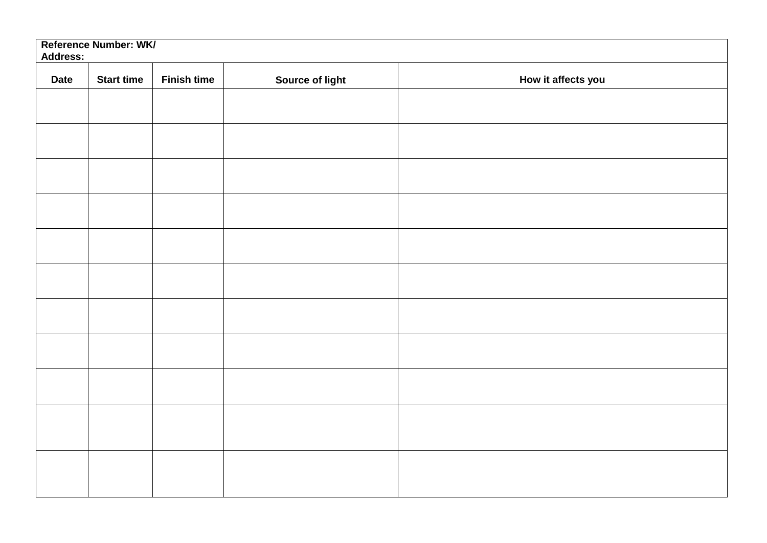**Reference Number: WK/**
**Address:**

| Date | Start time | Finish time | Source of light | How it affects you |
|---|---|---|---|---|
| | | | | |
| | | | | |
| | | | | |
| | | | | |
| | | | | |
| | | | | |
| | | | | |
| | | | | |
| | | | | |
| | | | | |
| | | | | |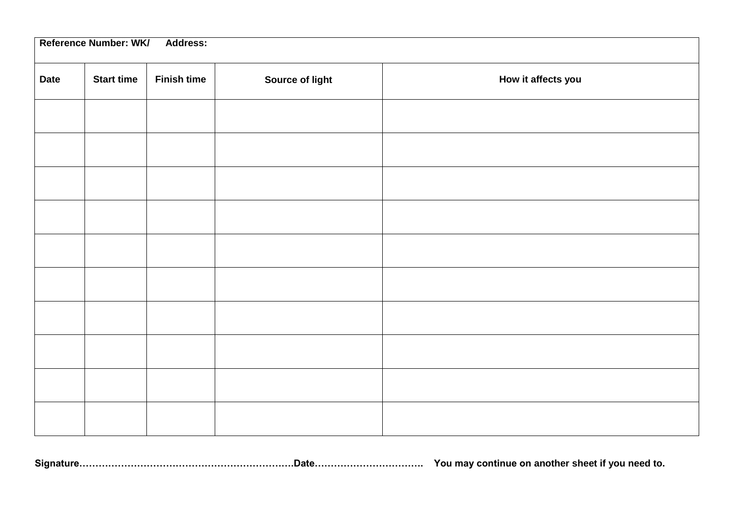**Reference Number: WK/ Address:**

| Date | Start time | Finish time | Source of light | How it affects you |
|---|---|---|---|---|
| | | | | |
| | | | | |
| | | | | |
| | | | | |
| | | | | |
| | | | | |
| | | | | |
| | | | | |
| | | | | |
| | | | | |

**Signature……………………………………………………………Date……………………………. You may continue on another sheet if you need to.**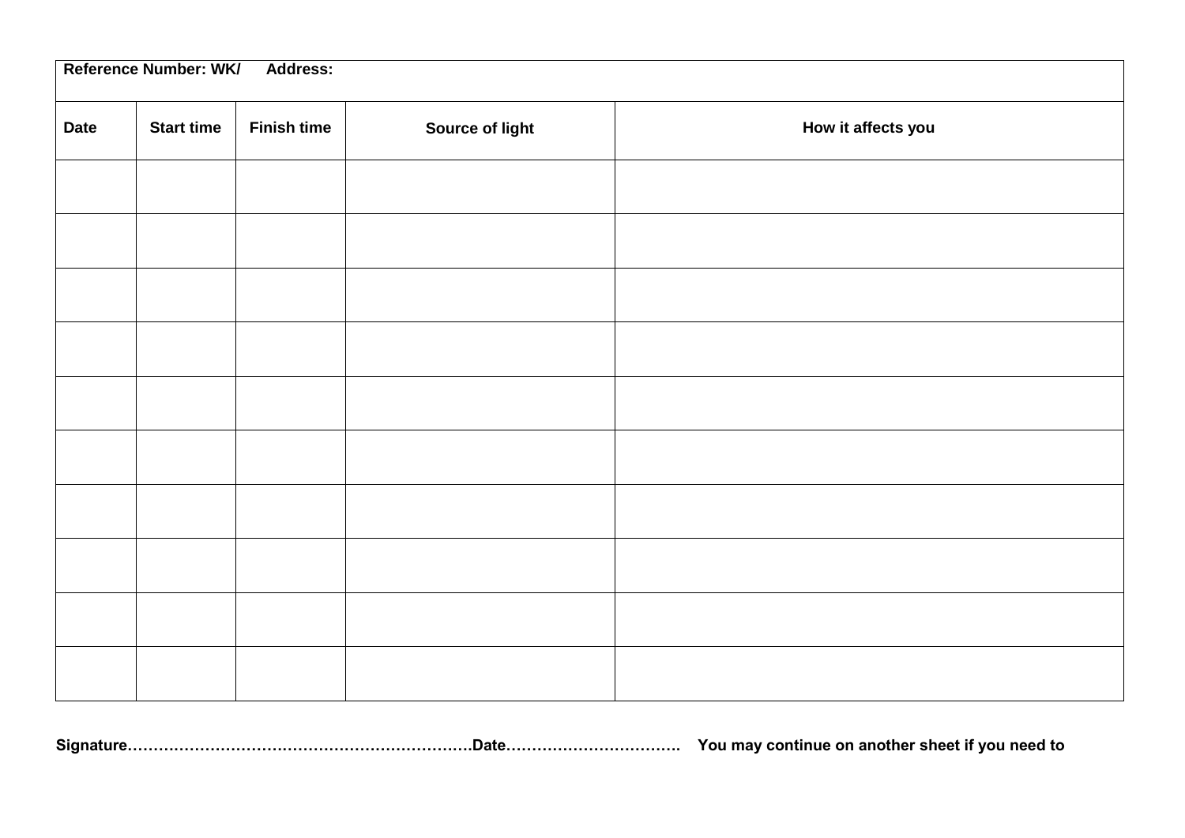**Reference Number: WK/ Address:**

| Date | Start time | Finish time | Source of light | How it affects you |
|---|---|---|---|---|
| | | | | |
| | | | | |
| | | | | |
| | | | | |
| | | | | |
| | | | | |
| | | | | |
| | | | | |
| | | | | |
| | | | | |

**Signature…………………………………………………………Date……………………………. You may continue on another sheet if you need to**